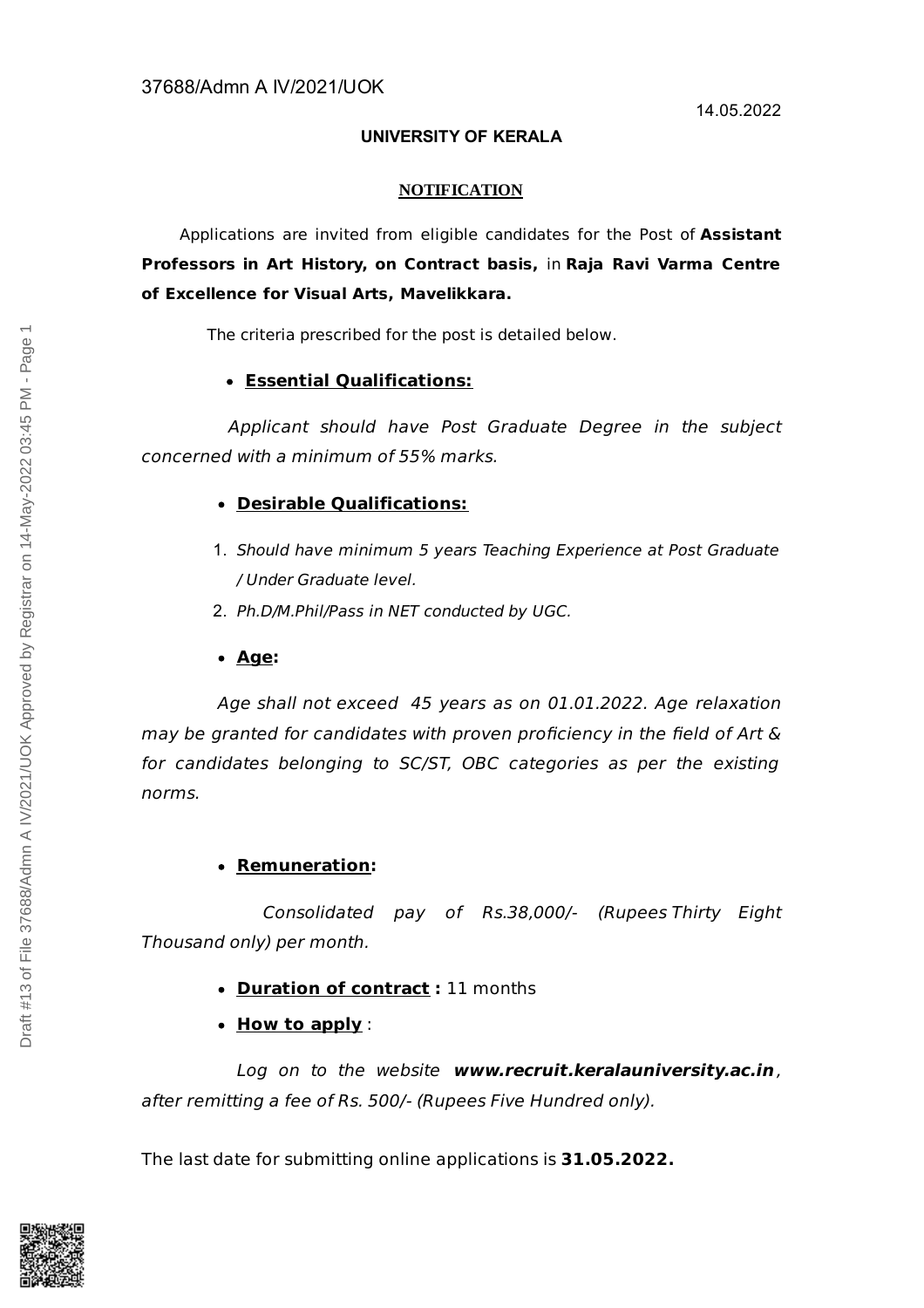37688/Admn A IV/2021/UOK

14.05.2022

**UNIVERSITY OF KERALA**

**NOTIFICATION**

Applications are invited from eligible candidates for the Post of **Assistant Professors in Art History, on Contract basis,** in **Raja Ravi Varma Centre of Excellence for Visual Arts, Mavelikkara.**

The criteria prescribed for the post is detailed below.

- **Essential Qualifications:**

*Applicant should have Post Graduate Degree in the subject concerned with a minimum of 55% marks.*

- **Desirable Qualifications:**

1. *Should have minimum 5 years Teaching Experience at Post Graduate / Under Graduate level.*
2. *Ph.D/M.Phil/Pass in NET conducted by UGC.*

- **Age:**

*Age shall not exceed 45 years as on 01.01.2022. Age relaxation may be granted for candidates with proven proficiency in the field of Art & for candidates belonging to SC/ST, OBC categories as per the existing norms.*

- **Remuneration:**

*Consolidated pay of Rs.38,000/- (Rupees Thirty Eight Thousand only) per month.*

- **Duration of contract :** 11 months
- **How to apply** :

*Log on to the website **www.recruit.keralauniversity.ac.in**, after remitting a fee of Rs. 500/- (Rupees Five Hundred only).*

The last date for submitting online applications is **31.05.2022.**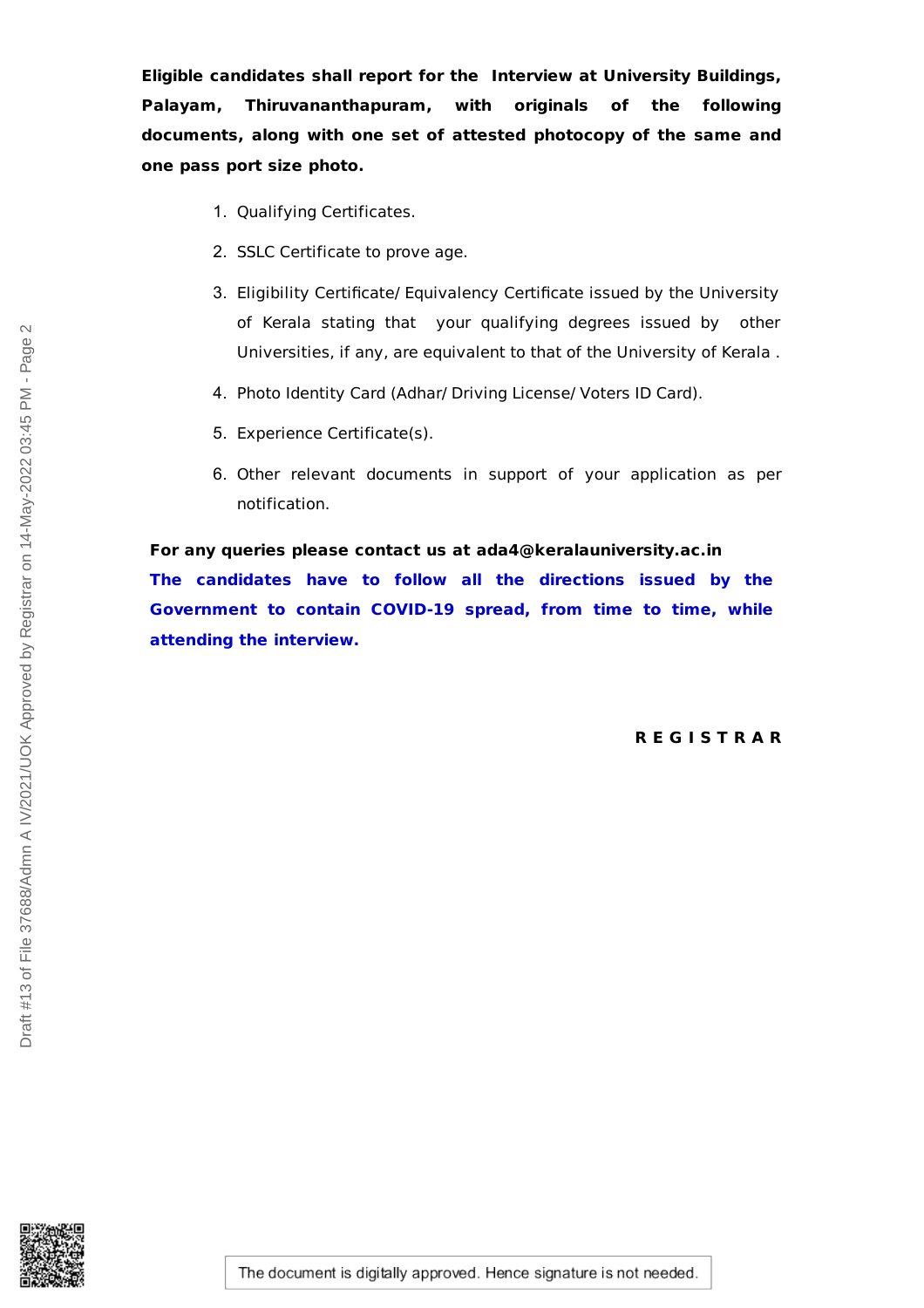**Eligible candidates shall report for the Interview at University Buildings, Palayam, Thiruvananthapuram, with originals of the following documents, along with one set of attested photocopy of the same and one pass port size photo.**

1. Qualifying Certificates.
2. SSLC Certificate to prove age.
3. Eligibility Certificate/ Equivalency Certificate issued by the University of Kerala stating that your qualifying degrees issued by other Universities, if any, are equivalent to that of the University of Kerala .
4. Photo Identity Card (Adhar/ Driving License/ Voters ID Card).
5. Experience Certificate(s).
6. Other relevant documents in support of your application as per notification.

**For any queries please contact us at ada4@keralauniversity.ac.in**

**The candidates have to follow all the directions issued by the Government to contain COVID-19 spread, from time to time, while attending the interview.**

**R E G I S T R A R**

Draft #13 of File 37688/Admn A IV/2021/UOK Approved by Registrar on 14-May-2022 03:45 PM - Page 2

The document is digitally approved. Hence signature is not needed.